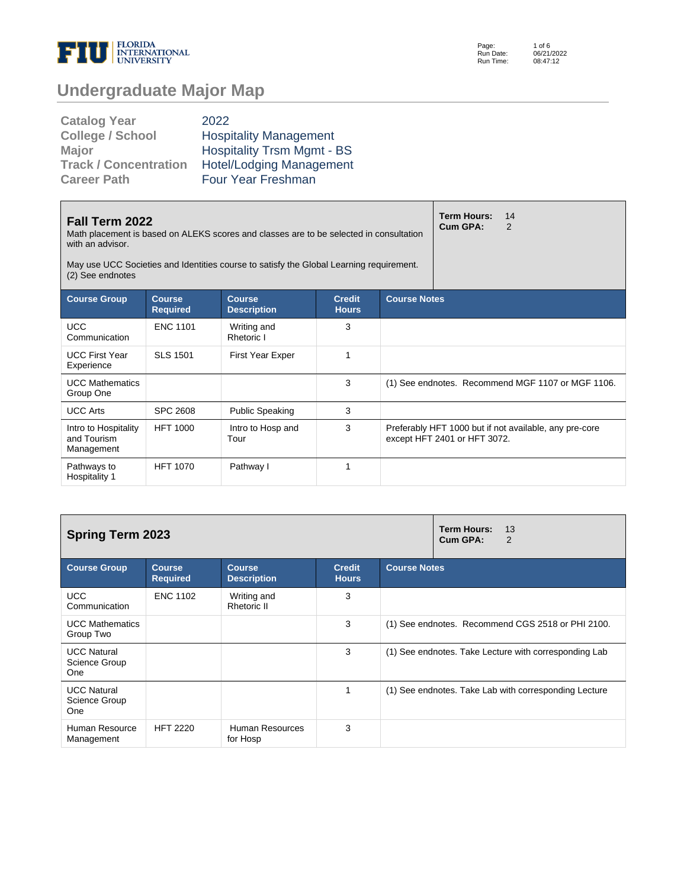# Undergraduate Major Map

| | |
|---|---|
| **Catalog Year** | 2022 |
| **College / School** | Hospitality Management |
| **Major** | Hospitality Trsm Mgmt - BS |
| **Track / Concentration** | Hotel/Lodging Management |
| **Career Path** | Four Year Freshman |

## Fall Term 2022

Math placement is based on ALEKS scores and classes are to be selected in consultation with an advisor.

May use UCC Societies and Identities course to satisfy the Global Learning requirement. (2) See endnotes

**Term Hours:** 14
**Cum GPA:** 2

| Course Group | Course Required | Course Description | Credit Hours | Course Notes |
|---|---|---|---|---|
| UCC Communication | ENC 1101 | Writing and Rhetoric I | 3 | |
| UCC First Year Experience | SLS 1501 | First Year Exper | 1 | |
| UCC Mathematics Group One | | | 3 | (1) See endnotes. Recommend MGF 1107 or MGF 1106. |
| UCC Arts | SPC 2608 | Public Speaking | 3 | |
| Intro to Hospitality and Tourism Management | HFT 1000 | Intro to Hosp and Tour | 3 | Preferably HFT 1000 but if not available, any pre-core except HFT 2401 or HFT 3072. |
| Pathways to Hospitality 1 | HFT 1070 | Pathway I | 1 | |

## Spring Term 2023

**Term Hours:** 13
**Cum GPA:** 2

| Course Group | Course Required | Course Description | Credit Hours | Course Notes |
|---|---|---|---|---|
| UCC Communication | ENC 1102 | Writing and Rhetoric II | 3 | |
| UCC Mathematics Group Two | | | 3 | (1) See endnotes. Recommend CGS 2518 or PHI 2100. |
| UCC Natural Science Group One | | | 3 | (1) See endnotes. Take Lecture with corresponding Lab |
| UCC Natural Science Group One | | | 1 | (1) See endnotes. Take Lab with corresponding Lecture |
| Human Resource Management | HFT 2220 | Human Resources for Hosp | 3 | |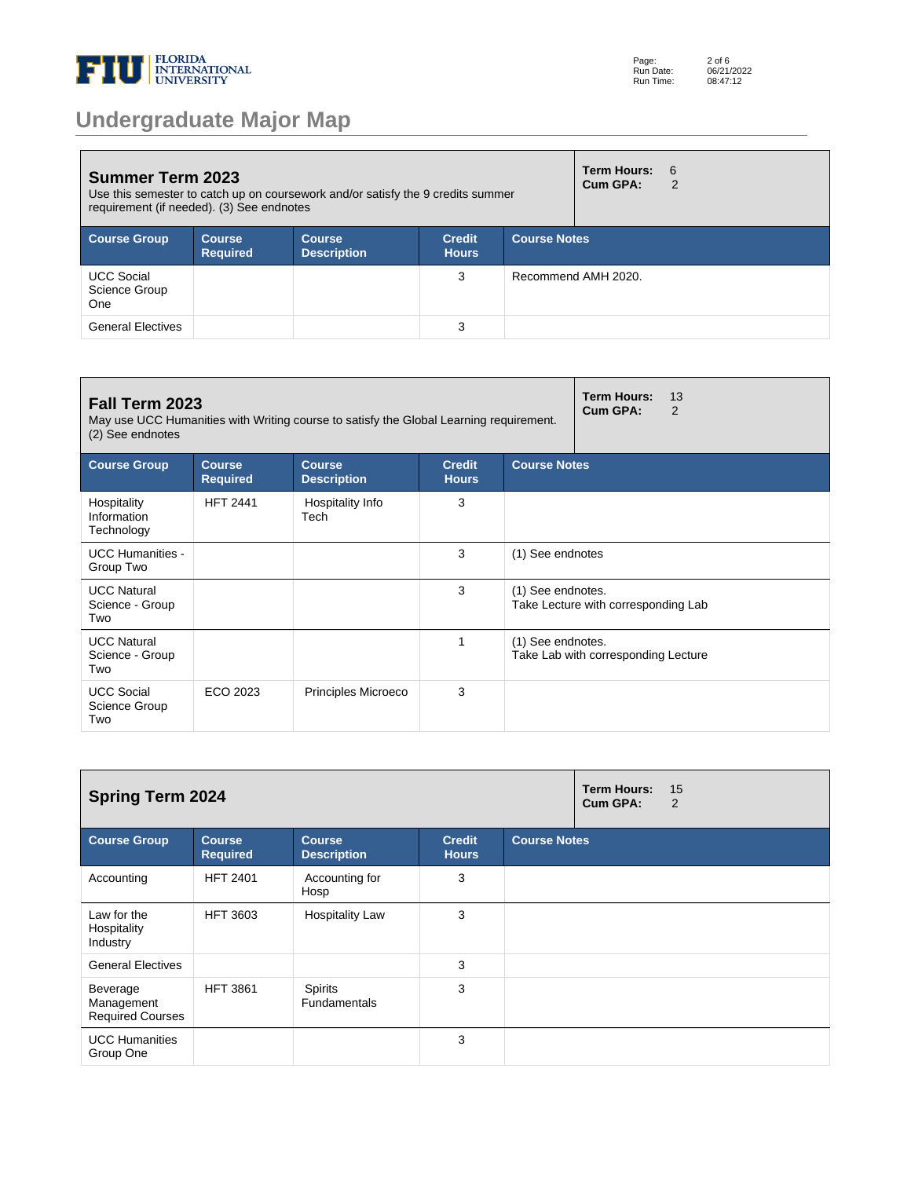# Undergraduate Major Map

## Summer Term 2023

Use this semester to catch up on coursework and/or satisfy the 9 credits summer requirement (if needed). (3) See endnotes

**Term Hours:** 6
**Cum GPA:** 2

| Course Group | Course Required | Course Description | Credit Hours | Course Notes |
|---|---|---|---|---|
| UCC Social Science Group One | | | 3 | Recommend AMH 2020. |
| General Electives | | | 3 | |

## Fall Term 2023

May use UCC Humanities with Writing course to satisfy the Global Learning requirement. (2) See endnotes

**Term Hours:** 13
**Cum GPA:** 2

| Course Group | Course Required | Course Description | Credit Hours | Course Notes |
|---|---|---|---|---|
| Hospitality Information Technology | HFT 2441 | Hospitality Info Tech | 3 | |
| UCC Humanities - Group Two | | | 3 | (1) See endnotes |
| UCC Natural Science - Group Two | | | 3 | (1) See endnotes. Take Lecture with corresponding Lab |
| UCC Natural Science - Group Two | | | 1 | (1) See endnotes. Take Lab with corresponding Lecture |
| UCC Social Science Group Two | ECO 2023 | Principles Microeco | 3 | |

## Spring Term 2024

**Term Hours:** 15
**Cum GPA:** 2

| Course Group | Course Required | Course Description | Credit Hours | Course Notes |
|---|---|---|---|---|
| Accounting | HFT 2401 | Accounting for Hosp | 3 | |
| Law for the Hospitality Industry | HFT 3603 | Hospitality Law | 3 | |
| General Electives | | | 3 | |
| Beverage Management Required Courses | HFT 3861 | Spirits Fundamentals | 3 | |
| UCC Humanities Group One | | | 3 | |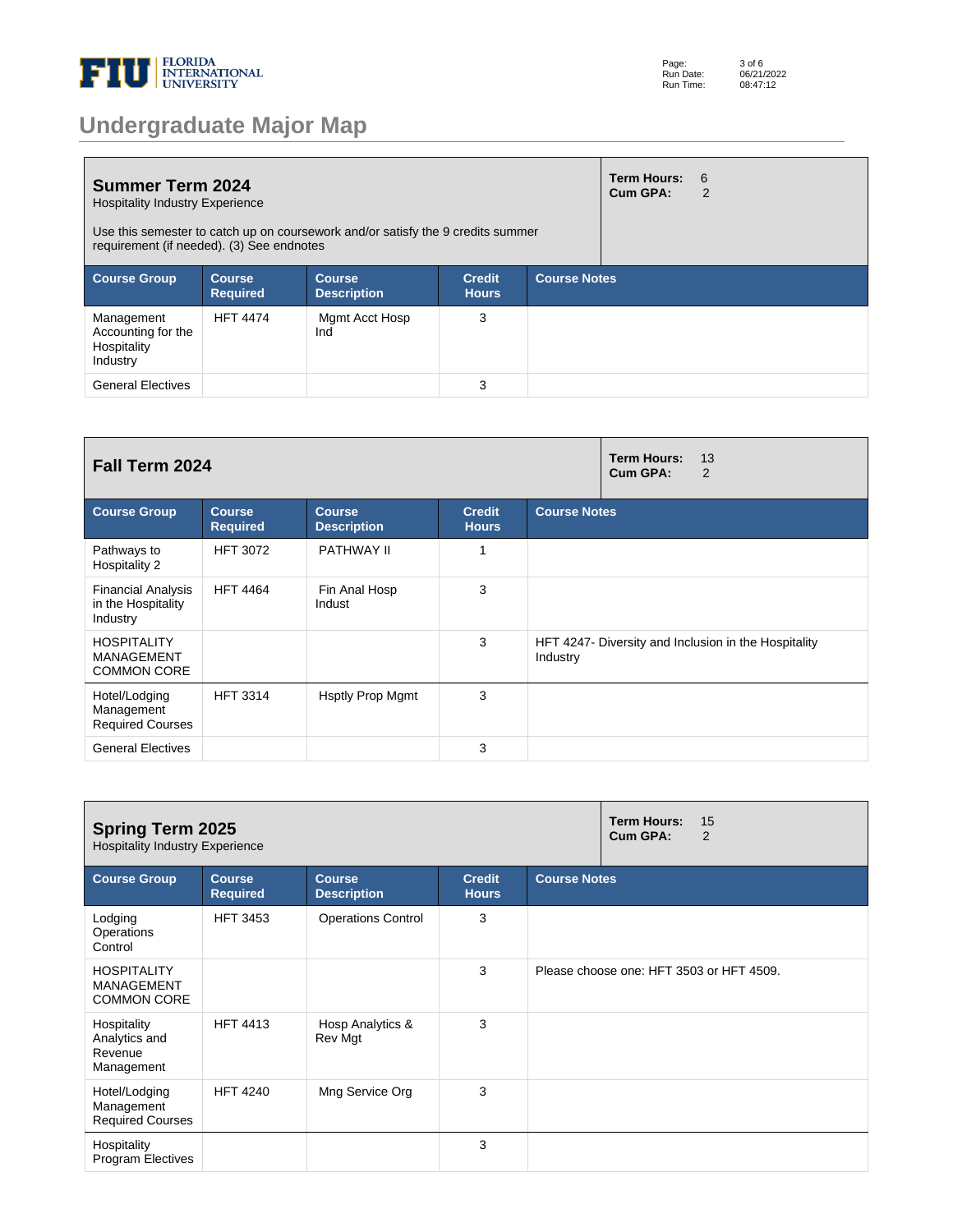# Undergraduate Major Map

## Summer Term 2024

Hospitality Industry Experience

Use this semester to catch up on coursework and/or satisfy the 9 credits summer requirement (if needed). (3) See endnotes

**Term Hours:** 6
**Cum GPA:** 2

| Course Group | Course Required | Course Description | Credit Hours | Course Notes |
|---|---|---|---|---|
| Management Accounting for the Hospitality Industry | HFT 4474 | Mgmt Acct Hosp Ind | 3 | |
| General Electives | | | 3 | |

## Fall Term 2024

**Term Hours:** 13
**Cum GPA:** 2

| Course Group | Course Required | Course Description | Credit Hours | Course Notes |
|---|---|---|---|---|
| Pathways to Hospitality 2 | HFT 3072 | PATHWAY II | 1 | |
| Financial Analysis in the Hospitality Industry | HFT 4464 | Fin Anal Hosp Indust | 3 | |
| HOSPITALITY MANAGEMENT COMMON CORE | | | 3 | HFT 4247- Diversity and Inclusion in the Hospitality Industry |
| Hotel/Lodging Management Required Courses | HFT 3314 | Hsptly Prop Mgmt | 3 | |
| General Electives | | | 3 | |

## Spring Term 2025

Hospitality Industry Experience

**Term Hours:** 15
**Cum GPA:** 2

| Course Group | Course Required | Course Description | Credit Hours | Course Notes |
|---|---|---|---|---|
| Lodging Operations Control | HFT 3453 | Operations Control | 3 | |
| HOSPITALITY MANAGEMENT COMMON CORE | | | 3 | Please choose one: HFT 3503 or HFT 4509. |
| Hospitality Analytics and Revenue Management | HFT 4413 | Hosp Analytics & Rev Mgt | 3 | |
| Hotel/Lodging Management Required Courses | HFT 4240 | Mng Service Org | 3 | |
| Hospitality Program Electives | | | 3 | |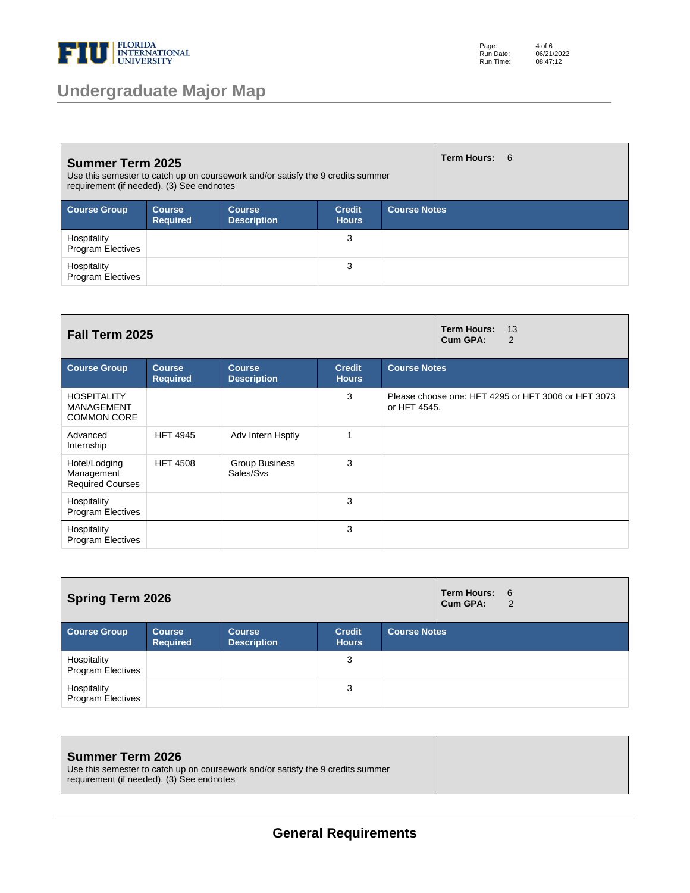## Undergraduate Major Map

### Summer Term 2025

Use this semester to catch up on coursework and/or satisfy the 9 credits summer requirement (if needed). (3) See endnotes

**Term Hours:** 6

| Course Group | Course Required | Course Description | Credit Hours | Course Notes |
|---|---|---|---|---|
| Hospitality Program Electives | | | 3 | |
| Hospitality Program Electives | | | 3 | |

### Fall Term 2025

**Term Hours:** 13
**Cum GPA:** 2

| Course Group | Course Required | Course Description | Credit Hours | Course Notes |
|---|---|---|---|---|
| HOSPITALITY MANAGEMENT COMMON CORE | | | 3 | Please choose one: HFT 4295 or HFT 3006 or HFT 3073 or HFT 4545. |
| Advanced Internship | HFT 4945 | Adv Intern Hsptly | 1 | |
| Hotel/Lodging Management Required Courses | HFT 4508 | Group Business Sales/Svs | 3 | |
| Hospitality Program Electives | | | 3 | |
| Hospitality Program Electives | | | 3 | |

### Spring Term 2026

**Term Hours:** 6
**Cum GPA:** 2

| Course Group | Course Required | Course Description | Credit Hours | Course Notes |
|---|---|---|---|---|
| Hospitality Program Electives | | | 3 | |
| Hospitality Program Electives | | | 3 | |

### Summer Term 2026

Use this semester to catch up on coursework and/or satisfy the 9 credits summer requirement (if needed). (3) See endnotes

## General Requirements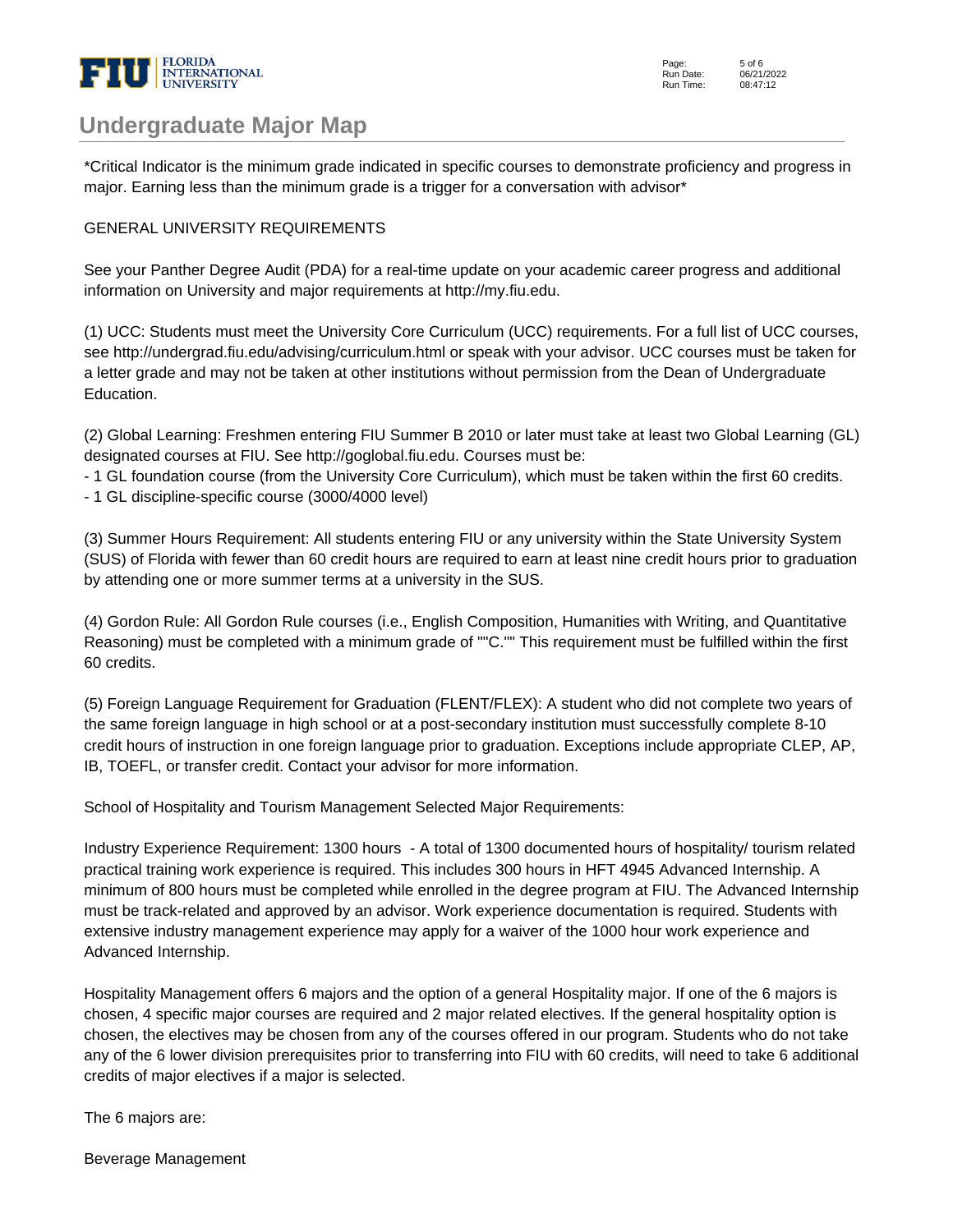# Undergraduate Major Map

*Critical Indicator is the minimum grade indicated in specific courses to demonstrate proficiency and progress in major. Earning less than the minimum grade is a trigger for a conversation with advisor*

GENERAL UNIVERSITY REQUIREMENTS

See your Panther Degree Audit (PDA) for a real-time update on your academic career progress and additional information on University and major requirements at http://my.fiu.edu.

(1) UCC: Students must meet the University Core Curriculum (UCC) requirements. For a full list of UCC courses, see http://undergrad.fiu.edu/advising/curriculum.html or speak with your advisor. UCC courses must be taken for a letter grade and may not be taken at other institutions without permission from the Dean of Undergraduate Education.

(2) Global Learning: Freshmen entering FIU Summer B 2010 or later must take at least two Global Learning (GL) designated courses at FIU. See http://goglobal.fiu.edu. Courses must be:

- 1 GL foundation course (from the University Core Curriculum), which must be taken within the first 60 credits.
- 1 GL discipline-specific course (3000/4000 level)

(3) Summer Hours Requirement: All students entering FIU or any university within the State University System (SUS) of Florida with fewer than 60 credit hours are required to earn at least nine credit hours prior to graduation by attending one or more summer terms at a university in the SUS.

(4) Gordon Rule: All Gordon Rule courses (i.e., English Composition, Humanities with Writing, and Quantitative Reasoning) must be completed with a minimum grade of ""C."" This requirement must be fulfilled within the first 60 credits.

(5) Foreign Language Requirement for Graduation (FLENT/FLEX): A student who did not complete two years of the same foreign language in high school or at a post-secondary institution must successfully complete 8-10 credit hours of instruction in one foreign language prior to graduation. Exceptions include appropriate CLEP, AP, IB, TOEFL, or transfer credit. Contact your advisor for more information.

School of Hospitality and Tourism Management Selected Major Requirements:

Industry Experience Requirement: 1300 hours - A total of 1300 documented hours of hospitality/ tourism related practical training work experience is required. This includes 300 hours in HFT 4945 Advanced Internship. A minimum of 800 hours must be completed while enrolled in the degree program at FIU. The Advanced Internship must be track-related and approved by an advisor. Work experience documentation is required. Students with extensive industry management experience may apply for a waiver of the 1000 hour work experience and Advanced Internship.

Hospitality Management offers 6 majors and the option of a general Hospitality major. If one of the 6 majors is chosen, 4 specific major courses are required and 2 major related electives. If the general hospitality option is chosen, the electives may be chosen from any of the courses offered in our program. Students who do not take any of the 6 lower division prerequisites prior to transferring into FIU with 60 credits, will need to take 6 additional credits of major electives if a major is selected.

The 6 majors are:

Beverage Management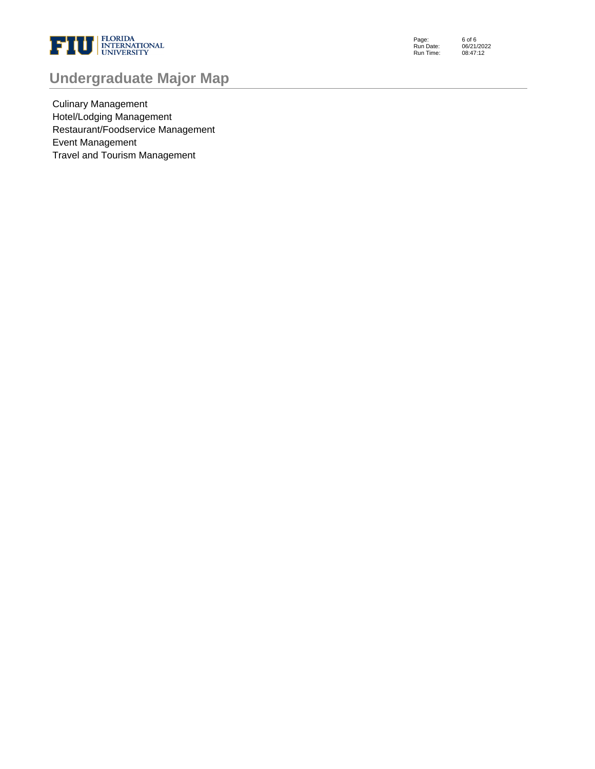# Undergraduate Major Map

Culinary Management
Hotel/Lodging Management
Restaurant/Foodservice Management
Event Management
Travel and Tourism Management